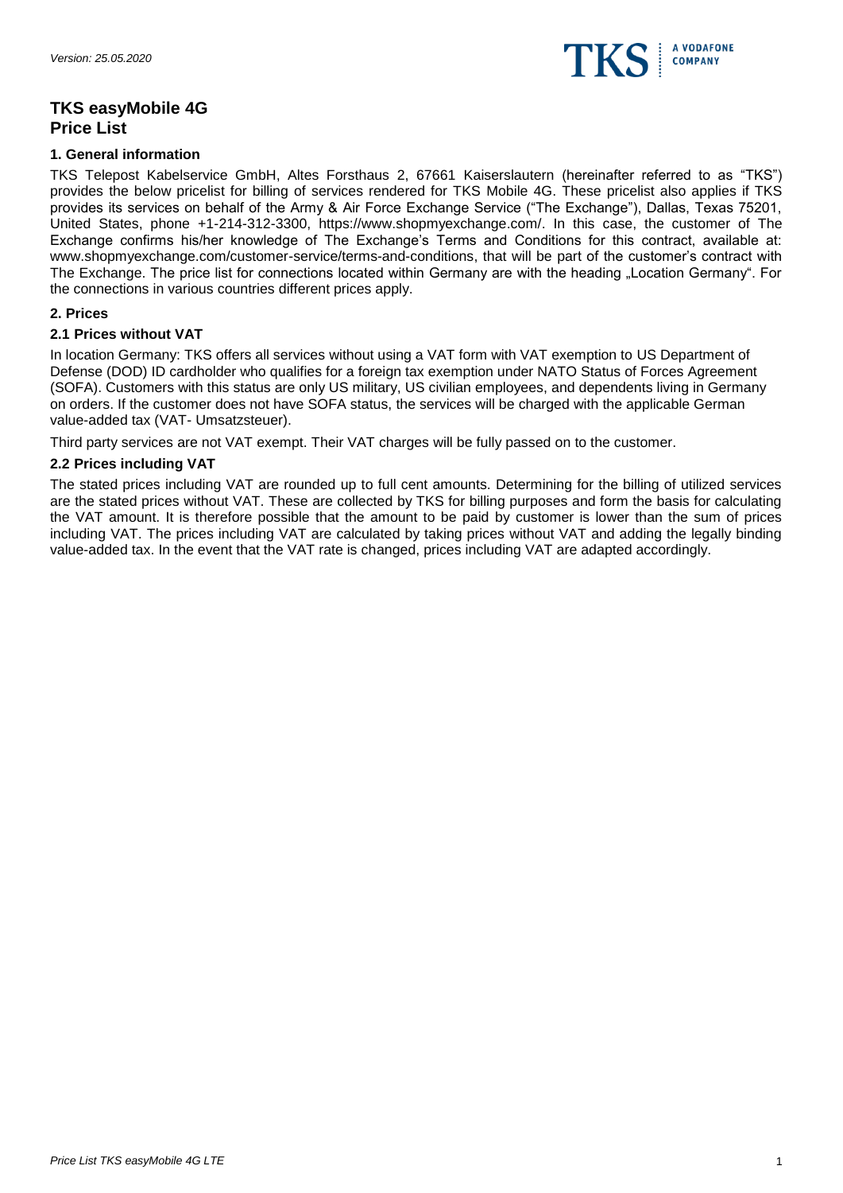*Version: 25.05.2020*

# TKS easyMobile 4G
# Price List

## 1. General information

TKS Telepost Kabelservice GmbH, Altes Forsthaus 2, 67661 Kaiserslautern (hereinafter referred to as "TKS") provides the below pricelist for billing of services rendered for TKS Mobile 4G. These pricelist also applies if TKS provides its services on behalf of the Army & Air Force Exchange Service ("The Exchange"), Dallas, Texas 75201, United States, phone +1-214-312-3300, https://www.shopmyexchange.com/. In this case, the customer of The Exchange confirms his/her knowledge of The Exchange's Terms and Conditions for this contract, available at: www.shopmyexchange.com/customer-service/terms-and-conditions, that will be part of the customer's contract with The Exchange. The price list for connections located within Germany are with the heading „Location Germany". For the connections in various countries different prices apply.

## 2. Prices

### 2.1 Prices without VAT

In location Germany: TKS offers all services without using a VAT form with VAT exemption to US Department of Defense (DOD) ID cardholder who qualifies for a foreign tax exemption under NATO Status of Forces Agreement (SOFA). Customers with this status are only US military, US civilian employees, and dependents living in Germany on orders. If the customer does not have SOFA status, the services will be charged with the applicable German value-added tax (VAT- Umsatzsteuer).

Third party services are not VAT exempt. Their VAT charges will be fully passed on to the customer.

### 2.2 Prices including VAT

The stated prices including VAT are rounded up to full cent amounts. Determining for the billing of utilized services are the stated prices without VAT. These are collected by TKS for billing purposes and form the basis for calculating the VAT amount. It is therefore possible that the amount to be paid by customer is lower than the sum of prices including VAT. The prices including VAT are calculated by taking prices without VAT and adding the legally binding value-added tax. In the event that the VAT rate is changed, prices including VAT are adapted accordingly.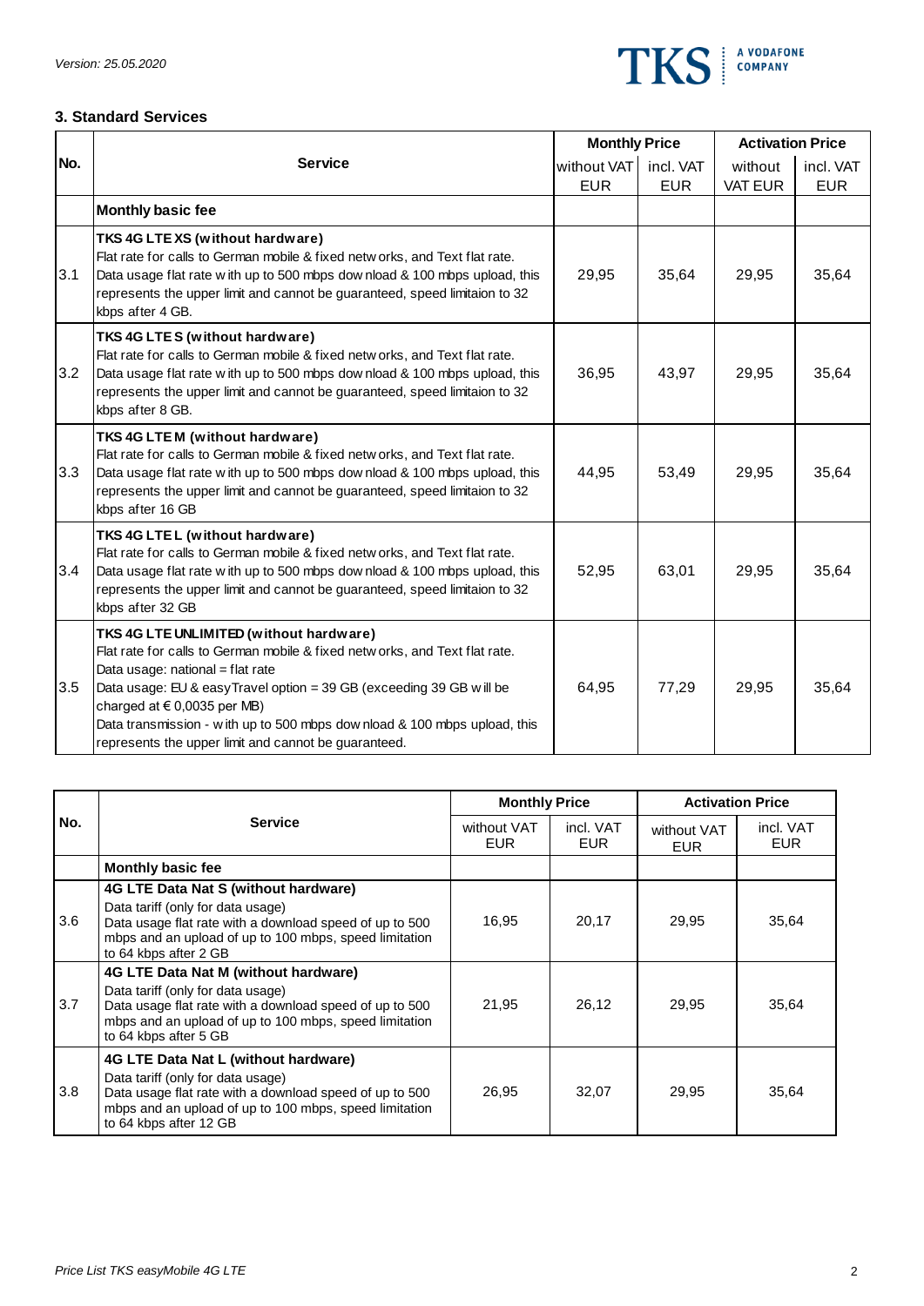## 3. Standard Services

| No. | Service | Monthly Price | | Activation Price | |
|---|---|---|---|---|---|
| | | without VAT EUR | incl. VAT EUR | without VAT EUR | incl. VAT EUR |
| | **Monthly basic fee** | | | | |
| 3.1 | **TKS 4G LTE XS (without hardware)**<br>Flat rate for calls to German mobile & fixed networks, and Text flat rate. Data usage flat rate with up to 500 mbps download & 100 mbps upload, this represents the upper limit and cannot be guaranteed, speed limitaion to 32 kbps after 4 GB. | 29,95 | 35,64 | 29,95 | 35,64 |
| 3.2 | **TKS 4G LTE S (without hardware)**<br>Flat rate for calls to German mobile & fixed networks, and Text flat rate. Data usage flat rate with up to 500 mbps download & 100 mbps upload, this represents the upper limit and cannot be guaranteed, speed limitaion to 32 kbps after 8 GB. | 36,95 | 43,97 | 29,95 | 35,64 |
| 3.3 | **TKS 4G LTE M (without hardware)**<br>Flat rate for calls to German mobile & fixed networks, and Text flat rate. Data usage flat rate with up to 500 mbps download & 100 mbps upload, this represents the upper limit and cannot be guaranteed, speed limitaion to 32 kbps after 16 GB | 44,95 | 53,49 | 29,95 | 35,64 |
| 3.4 | **TKS 4G LTE L (without hardware)**<br>Flat rate for calls to German mobile & fixed networks, and Text flat rate. Data usage flat rate with up to 500 mbps download & 100 mbps upload, this represents the upper limit and cannot be guaranteed, speed limitaion to 32 kbps after 32 GB | 52,95 | 63,01 | 29,95 | 35,64 |
| 3.5 | **TKS 4G LTE UNLIMITED (without hardware)**<br>Flat rate for calls to German mobile & fixed networks, and Text flat rate.<br>Data usage: national = flat rate<br>Data usage: EU & easyTravel option = 39 GB (exceeding 39 GB will be charged at € 0,0035 per MB)<br>Data transmission - with up to 500 mbps download & 100 mbps upload, this represents the upper limit and cannot be guaranteed. | 64,95 | 77,29 | 29,95 | 35,64 |

| No. | Service | Monthly Price | | Activation Price | |
|---|---|---|---|---|---|
| | | without VAT EUR | incl. VAT EUR | without VAT EUR | incl. VAT EUR |
| | **Monthly basic fee** | | | | |
| 3.6 | **4G LTE Data Nat S (without hardware)**<br>Data tariff (only for data usage)<br>Data usage flat rate with a download speed of up to 500 mbps and an upload of up to 100 mbps, speed limitation to 64 kbps after 2 GB | 16,95 | 20,17 | 29,95 | 35,64 |
| 3.7 | **4G LTE Data Nat M (without hardware)**<br>Data tariff (only for data usage)<br>Data usage flat rate with a download speed of up to 500 mbps and an upload of up to 100 mbps, speed limitation to 64 kbps after 5 GB | 21,95 | 26,12 | 29,95 | 35,64 |
| 3.8 | **4G LTE Data Nat L (without hardware)**<br>Data tariff (only for data usage)<br>Data usage flat rate with a download speed of up to 500 mbps and an upload of up to 100 mbps, speed limitation to 64 kbps after 12 GB | 26,95 | 32,07 | 29,95 | 35,64 |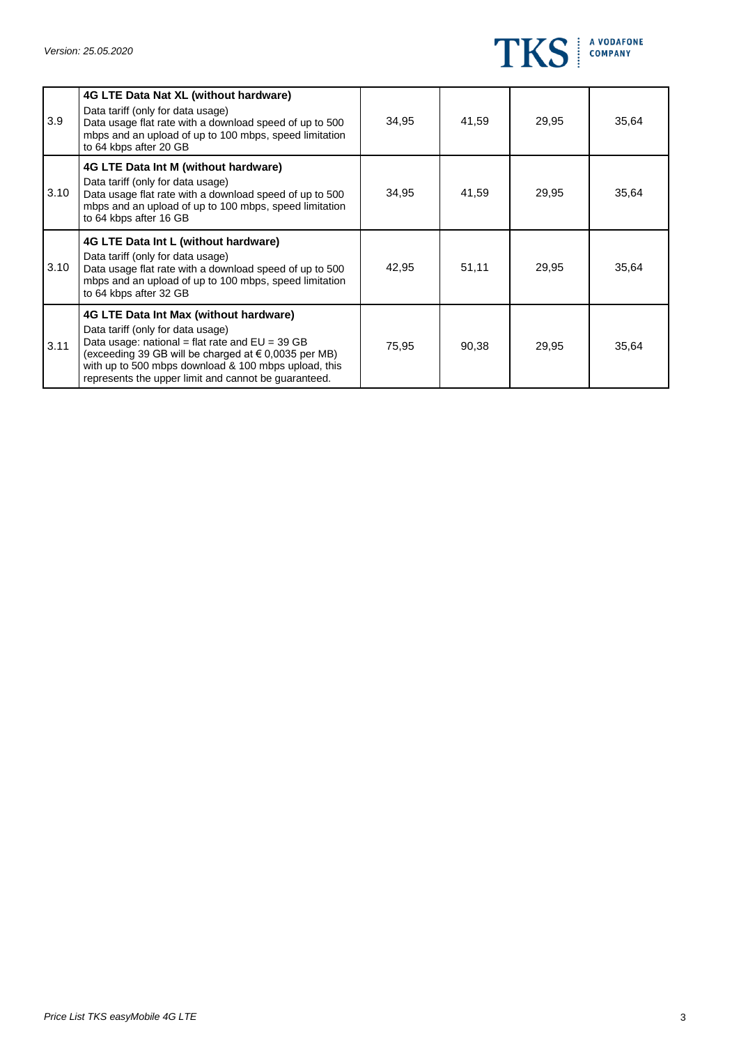| | | | | | |
|---|---|---|---|---|---|
| 3.9 | **4G LTE Data Nat XL (without hardware)**<br>Data tariff (only for data usage)<br>Data usage flat rate with a download speed of up to 500 mbps and an upload of up to 100 mbps, speed limitation to 64 kbps after 20 GB | 34,95 | 41,59 | 29,95 | 35,64 |
| 3.10 | **4G LTE Data Int M (without hardware)**<br>Data tariff (only for data usage)<br>Data usage flat rate with a download speed of up to 500 mbps and an upload of up to 100 mbps, speed limitation to 64 kbps after 16 GB | 34,95 | 41,59 | 29,95 | 35,64 |
| 3.10 | **4G LTE Data Int L (without hardware)**<br>Data tariff (only for data usage)<br>Data usage flat rate with a download speed of up to 500 mbps and an upload of up to 100 mbps, speed limitation to 64 kbps after 32 GB | 42,95 | 51,11 | 29,95 | 35,64 |
| 3.11 | **4G LTE Data Int Max (without hardware)**<br>Data tariff (only for data usage)<br>Data usage: national = flat rate and EU = 39 GB (exceeding 39 GB will be charged at € 0,0035 per MB) with up to 500 mbps download & 100 mbps upload, this represents the upper limit and cannot be guaranteed. | 75,95 | 90,38 | 29,95 | 35,64 |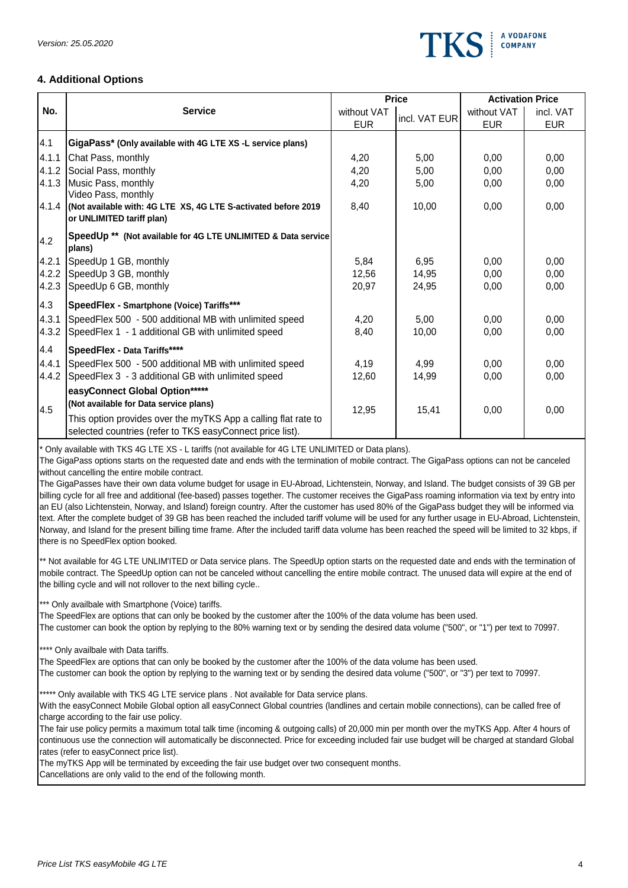Version: 25.05.2020

## 4. Additional Options

| No. | Service | Price | | Activation Price | |
|---|---|---|---|---|---|
| | | without VAT EUR | incl. VAT EUR | without VAT EUR | incl. VAT EUR |
| 4.1 | **GigaPass* (Only available with 4G LTE XS -L service plans)** | | | | |
| 4.1.1 | Chat Pass, monthly | 4,20 | 5,00 | 0,00 | 0,00 |
| 4.1.2 | Social Pass, monthly | 4,20 | 5,00 | 0,00 | 0,00 |
| 4.1.3 | Music Pass, monthly | 4,20 | 5,00 | 0,00 | 0,00 |
| 4.1.4 | Video Pass, monthly **(Not available with: 4G LTE XS, 4G LTE S-activated before 2019 or UNLIMITED tariff plan)** | 8,40 | 10,00 | 0,00 | 0,00 |
| 4.2 | **SpeedUp ** (Not available for 4G LTE UNLIMITED & Data service plans)** | | | | |
| 4.2.1 | SpeedUp 1 GB, monthly | 5,84 | 6,95 | 0,00 | 0,00 |
| 4.2.2 | SpeedUp 3 GB, monthly | 12,56 | 14,95 | 0,00 | 0,00 |
| 4.2.3 | SpeedUp 6 GB, monthly | 20,97 | 24,95 | 0,00 | 0,00 |
| 4.3 | **SpeedFlex - Smartphone (Voice) Tariffs*** | | | | |
| 4.3.1 | SpeedFlex 500 - 500 additional MB with unlimited speed | 4,20 | 5,00 | 0,00 | 0,00 |
| 4.3.2 | SpeedFlex 1 - 1 additional GB with unlimited speed | 8,40 | 10,00 | 0,00 | 0,00 |
| 4.4 | **SpeedFlex - Data Tariffs**** | | | | |
| 4.4.1 | SpeedFlex 500 - 500 additional MB with unlimited speed | 4,19 | 4,99 | 0,00 | 0,00 |
| 4.4.2 | SpeedFlex 3 - 3 additional GB with unlimited speed | 12,60 | 14,99 | 0,00 | 0,00 |
| 4.5 | **easyConnect Global Option***** (Not available for Data service plans)** This option provides over the myTKS App a calling flat rate to selected countries (refer to TKS easyConnect price list). | 12,95 | 15,41 | 0,00 | 0,00 |

\* Only available with TKS 4G LTE XS - L tariffs (not available for 4G LTE UNLIMITED or Data plans).
The GigaPass options starts on the requested date and ends with the termination of mobile contract. The GigaPass options can not be canceled without cancelling the entire mobile contract.
The GigaPasses have their own data volume budget for usage in EU-Abroad, Lichtenstein, Norway, and Island. The budget consists of 39 GB per billing cycle for all free and additional (fee-based) passes together. The customer receives the GigaPass roaming information via text by entry into an EU (also Lichtenstein, Norway, and Island) foreign country. After the customer has used 80% of the GigaPass budget they will be informed via text. After the complete budget of 39 GB has been reached the included tariff volume will be used for any further usage in EU-Abroad, Lichtenstein, Norway, and Island for the present billing time frame. After the included tariff data volume has been reached the speed will be limited to 32 kbps, if there is no SpeedFlex option booked.

** Not available for 4G LTE UNLIM'ITED or Data service plans. The SpeedUp option starts on the requested date and ends with the termination of mobile contract. The SpeedUp option can not be canceled without cancelling the entire mobile contract. The unused data will expire at the end of the billing cycle and will not rollover to the next billing cycle..

*** Only availbale with Smartphone (Voice) tariffs.
The SpeedFlex are options that can only be booked by the customer after the 100% of the data volume has been used.
The customer can book the option by replying to the 80% warning text or by sending the desired data volume ("500", or "1") per text to 70997.

**** Only availbale with Data tariffs.
The SpeedFlex are options that can only be booked by the customer after the 100% of the data volume has been used.
The customer can book the option by replying to the warning text or by sending the desired data volume ("500", or "3") per text to 70997.

***** Only available with TKS 4G LTE service plans . Not available for Data service plans.
With the easyConnect Mobile Global option all easyConnect Global countries (landlines and certain mobile connections), can be called free of charge according to the fair use policy.
The fair use policy permits a maximum total talk time (incoming & outgoing calls) of 20,000 min per month over the myTKS App. After 4 hours of continuous use the connection will automatically be disconnected. Price for exceeding included fair use budget will be charged at standard Global rates (refer to easyConnect price list).
The myTKS App will be terminated by exceeding the fair use budget over two consequent months.
Cancellations are only valid to the end of the following month.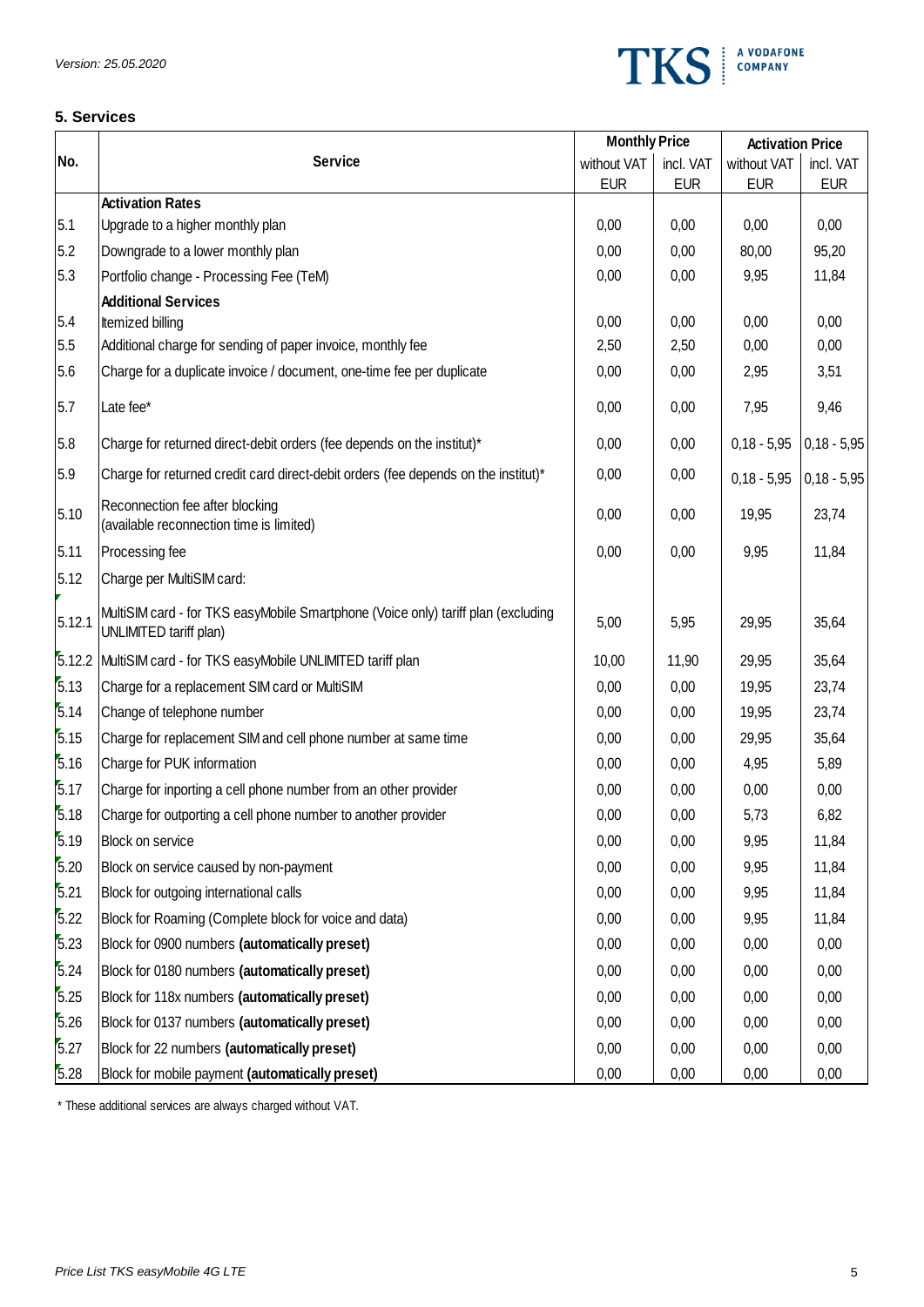## 5. Services

| No. | Service | Monthly Price | | Activation Price | |
|---|---|---|---|---|---|
| | | without VAT EUR | incl. VAT EUR | without VAT EUR | incl. VAT EUR |
| | **Activation Rates** | | | | |
| 5.1 | Upgrade to a higher monthly plan | 0,00 | 0,00 | 0,00 | 0,00 |
| 5.2 | Downgrade to a lower monthly plan | 0,00 | 0,00 | 80,00 | 95,20 |
| 5.3 | Portfolio change - Processing Fee (TeM) | 0,00 | 0,00 | 9,95 | 11,84 |
| | **Additional Services** | | | | |
| 5.4 | Itemized billing | 0,00 | 0,00 | 0,00 | 0,00 |
| 5.5 | Additional charge for sending of paper invoice, monthly fee | 2,50 | 2,50 | 0,00 | 0,00 |
| 5.6 | Charge for a duplicate invoice / document, one-time fee per duplicate | 0,00 | 0,00 | 2,95 | 3,51 |
| 5.7 | Late fee* | 0,00 | 0,00 | 7,95 | 9,46 |
| 5.8 | Charge for returned direct-debit orders (fee depends on the institut)* | 0,00 | 0,00 | 0,18 - 5,95 | 0,18 - 5,95 |
| 5.9 | Charge for returned credit card direct-debit orders (fee depends on the institut)* | 0,00 | 0,00 | 0,18 - 5,95 | 0,18 - 5,95 |
| 5.10 | Reconnection fee after blocking (available reconnection time is limited) | 0,00 | 0,00 | 19,95 | 23,74 |
| 5.11 | Processing fee | 0,00 | 0,00 | 9,95 | 11,84 |
| 5.12 | Charge per MultiSIM card: | | | | |
| 5.12.1 | MultiSIM card - for TKS easyMobile Smartphone (Voice only) tariff plan (excluding UNLIMITED tariff plan) | 5,00 | 5,95 | 29,95 | 35,64 |
| 5.12.2 | MultiSIM card - for TKS easyMobile UNLIMITED tariff plan | 10,00 | 11,90 | 29,95 | 35,64 |
| 5.13 | Charge for a replacement SIM card or MultiSIM | 0,00 | 0,00 | 19,95 | 23,74 |
| 5.14 | Change of telephone number | 0,00 | 0,00 | 19,95 | 23,74 |
| 5.15 | Charge for replacement SIM and cell phone number at same time | 0,00 | 0,00 | 29,95 | 35,64 |
| 5.16 | Charge for PUK information | 0,00 | 0,00 | 4,95 | 5,89 |
| 5.17 | Charge for inporting a cell phone number from an other provider | 0,00 | 0,00 | 0,00 | 0,00 |
| 5.18 | Charge for outporting a cell phone number to another provider | 0,00 | 0,00 | 5,73 | 6,82 |
| 5.19 | Block on service | 0,00 | 0,00 | 9,95 | 11,84 |
| 5.20 | Block on service caused by non-payment | 0,00 | 0,00 | 9,95 | 11,84 |
| 5.21 | Block for outgoing international calls | 0,00 | 0,00 | 9,95 | 11,84 |
| 5.22 | Block for Roaming (Complete block for voice and data) | 0,00 | 0,00 | 9,95 | 11,84 |
| 5.23 | Block for 0900 numbers **(automatically preset)** | 0,00 | 0,00 | 0,00 | 0,00 |
| 5.24 | Block for 0180 numbers **(automatically preset)** | 0,00 | 0,00 | 0,00 | 0,00 |
| 5.25 | Block for 118x numbers **(automatically preset)** | 0,00 | 0,00 | 0,00 | 0,00 |
| 5.26 | Block for 0137 numbers **(automatically preset)** | 0,00 | 0,00 | 0,00 | 0,00 |
| 5.27 | Block for 22 numbers **(automatically preset)** | 0,00 | 0,00 | 0,00 | 0,00 |
| 5.28 | Block for mobile payment **(automatically preset)** | 0,00 | 0,00 | 0,00 | 0,00 |

* These additional services are always charged without VAT.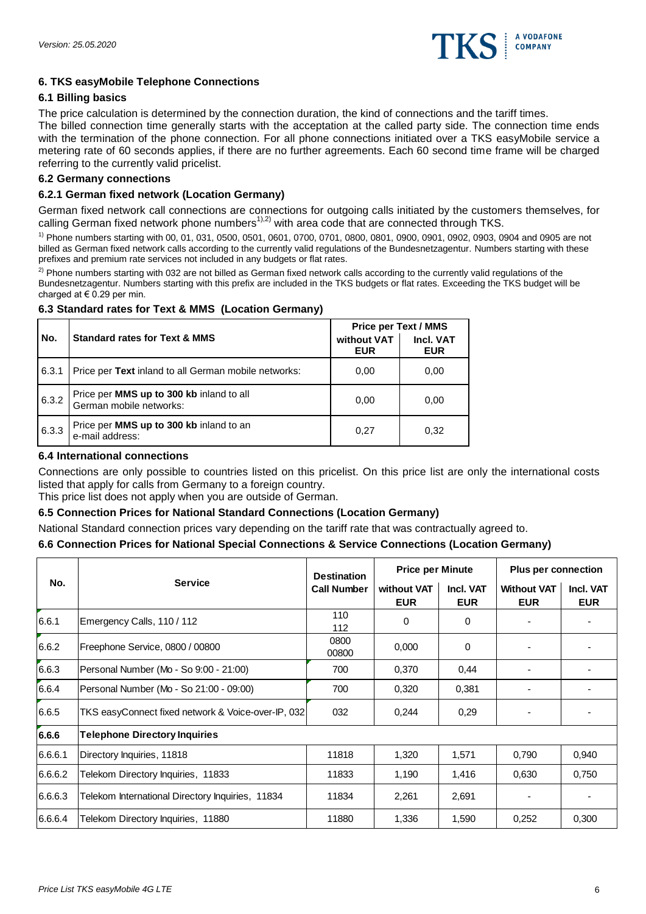## 6. TKS easyMobile Telephone Connections

### 6.1 Billing basics

The price calculation is determined by the connection duration, the kind of connections and the tariff times.
The billed connection time generally starts with the acceptation at the called party side. The connection time ends with the termination of the phone connection. For all phone connections initiated over a TKS easyMobile service a metering rate of 60 seconds applies, if there are no further agreements. Each 60 second time frame will be charged referring to the currently valid pricelist.

### 6.2 Germany connections

#### 6.2.1 German fixed network (Location Germany)

German fixed network call connections are connections for outgoing calls initiated by the customers themselves, for calling German fixed network phone numbers[1),2)] with area code that are connected through TKS.

[1)] Phone numbers starting with 00, 01, 031, 0500, 0501, 0601, 0700, 0701, 0800, 0801, 0900, 0901, 0902, 0903, 0904 and 0905 are not billed as German fixed network calls according to the currently valid regulations of the Bundesnetzagentur. Numbers starting with these prefixes and premium rate services not included in any budgets or flat rates.

[2)] Phone numbers starting with 032 are not billed as German fixed network calls according to the currently valid regulations of the Bundesnetzagentur. Numbers starting with this prefix are included in the TKS budgets or flat rates. Exceeding the TKS budget will be charged at € 0.29 per min.

### 6.3 Standard rates for Text & MMS (Location Germany)

| No. | Standard rates for Text & MMS | Price per Text / MMS | |
|---|---|---|---|
| | | without VAT EUR | Incl. VAT EUR |
| 6.3.1 | Price per **Text** inland to all German mobile networks: | 0,00 | 0,00 |
| 6.3.2 | Price per **MMS up to 300 kb** inland to all German mobile networks: | 0,00 | 0,00 |
| 6.3.3 | Price per **MMS up to 300 kb** inland to an e-mail address: | 0,27 | 0,32 |

### 6.4 International connections

Connections are only possible to countries listed on this pricelist. On this price list are only the international costs listed that apply for calls from Germany to a foreign country.
This price list does not apply when you are outside of German.

### 6.5 Connection Prices for National Standard Connections (Location Germany)

National Standard connection prices vary depending on the tariff rate that was contractually agreed to.

### 6.6 Connection Prices for National Special Connections & Service Connections (Location Germany)

| No. | Service | Destination Call Number | Price per Minute | | Plus per connection | |
|---|---|---|---|---|---|---|
| | | | without VAT EUR | Incl. VAT EUR | Without VAT EUR | Incl. VAT EUR |
| 6.6.1 | Emergency Calls, 110 / 112 | 110<br>112 | 0 | 0 | - | - |
| 6.6.2 | Freephone Service, 0800 / 00800 | 0800<br>00800 | 0,000 | 0 | - | - |
| 6.6.3 | Personal Number (Mo - So 9:00 - 21:00) | 700 | 0,370 | 0,44 | - | - |
| 6.6.4 | Personal Number (Mo - So 21:00 - 09:00) | 700 | 0,320 | 0,381 | - | - |
| 6.6.5 | TKS easyConnect fixed network & Voice-over-IP, 032 | 032 | 0,244 | 0,29 | - | - |
| **6.6.6** | **Telephone Directory Inquiries** | | | | | |
| 6.6.6.1 | Directory Inquiries, 11818 | 11818 | 1,320 | 1,571 | 0,790 | 0,940 |
| 6.6.6.2 | Telekom Directory Inquiries, 11833 | 11833 | 1,190 | 1,416 | 0,630 | 0,750 |
| 6.6.6.3 | Telekom International Directory Inquiries, 11834 | 11834 | 2,261 | 2,691 | - | - |
| 6.6.6.4 | Telekom Directory Inquiries, 11880 | 11880 | 1,336 | 1,590 | 0,252 | 0,300 |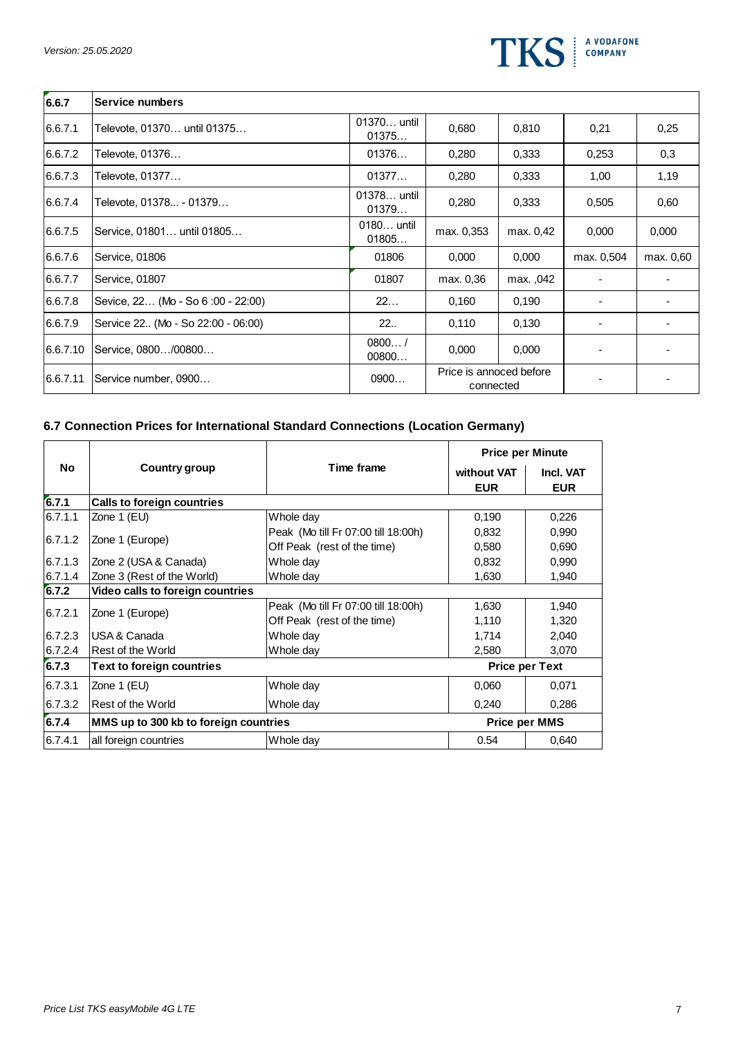| 6.6.7 | Service numbers | | | | | |
|---|---|---|---|---|---|---|
| 6.6.7.1 | Televote, 01370… until 01375… | 01370… until 01375… | 0,680 | 0,810 | 0,21 | 0,25 |
| 6.6.7.2 | Televote, 01376… | 01376… | 0,280 | 0,333 | 0,253 | 0,3 |
| 6.6.7.3 | Televote, 01377… | 01377… | 0,280 | 0,333 | 1,00 | 1,19 |
| 6.6.7.4 | Televote, 01378... - 01379… | 01378… until 01379… | 0,280 | 0,333 | 0,505 | 0,60 |
| 6.6.7.5 | Service, 01801… until 01805… | 0180… until 01805… | max. 0,353 | max. 0,42 | 0,000 | 0,000 |
| 6.6.7.6 | Service, 01806 | 01806 | 0,000 | 0,000 | max. 0,504 | max. 0,60 |
| 6.6.7.7 | Service, 01807 | 01807 | max. 0,36 | max. ,042 | - | - |
| 6.6.7.8 | Sevice, 22… (Mo - So 6 :00 - 22:00) | 22… | 0,160 | 0,190 | - | - |
| 6.6.7.9 | Service 22.. (Mo - So 22:00 - 06:00) | 22.. | 0,110 | 0,130 | - | - |
| 6.6.7.10 | Service, 0800…/00800… | 0800… / 00800… | 0,000 | 0,000 | - | - |
| 6.6.7.11 | Service number, 0900… | 0900… | Price is annoced before connected | | - | - |

## 6.7 Connection Prices for International Standard Connections (Location Germany)

| No | Country group | Time frame | Price per Minute | |
|---|---|---|---|---|
| | | | without VAT EUR | Incl. VAT EUR |
| **6.7.1** | **Calls to foreign countries** | | | |
| 6.7.1.1 | Zone 1 (EU) | Whole day | 0,190 | 0,226 |
| 6.7.1.2 | Zone 1 (Europe) | Peak (Mo till Fr 07:00 till 18:00h) | 0,832 | 0,990 |
| | | Off Peak (rest of the time) | 0,580 | 0,690 |
| 6.7.1.3 | Zone 2 (USA & Canada) | Whole day | 0,832 | 0,990 |
| 6.7.1.4 | Zone 3 (Rest of the World) | Whole day | 1,630 | 1,940 |
| **6.7.2** | **Video calls to foreign countries** | | | |
| 6.7.2.1 | Zone 1 (Europe) | Peak (Mo till Fr 07:00 till 18:00h) | 1,630 | 1,940 |
| | | Off Peak (rest of the time) | 1,110 | 1,320 |
| 6.7.2.3 | USA & Canada | Whole day | 1,714 | 2,040 |
| 6.7.2.4 | Rest of the World | Whole day | 2,580 | 3,070 |
| **6.7.3** | **Text to foreign countries** | | **Price per Text** | |
| 6.7.3.1 | Zone 1 (EU) | Whole day | 0,060 | 0,071 |
| 6.7.3.2 | Rest of the World | Whole day | 0,240 | 0,286 |
| **6.7.4** | **MMS up to 300 kb to foreign countries** | | **Price per MMS** | |
| 6.7.4.1 | all foreign countries | Whole day | 0.54 | 0,640 |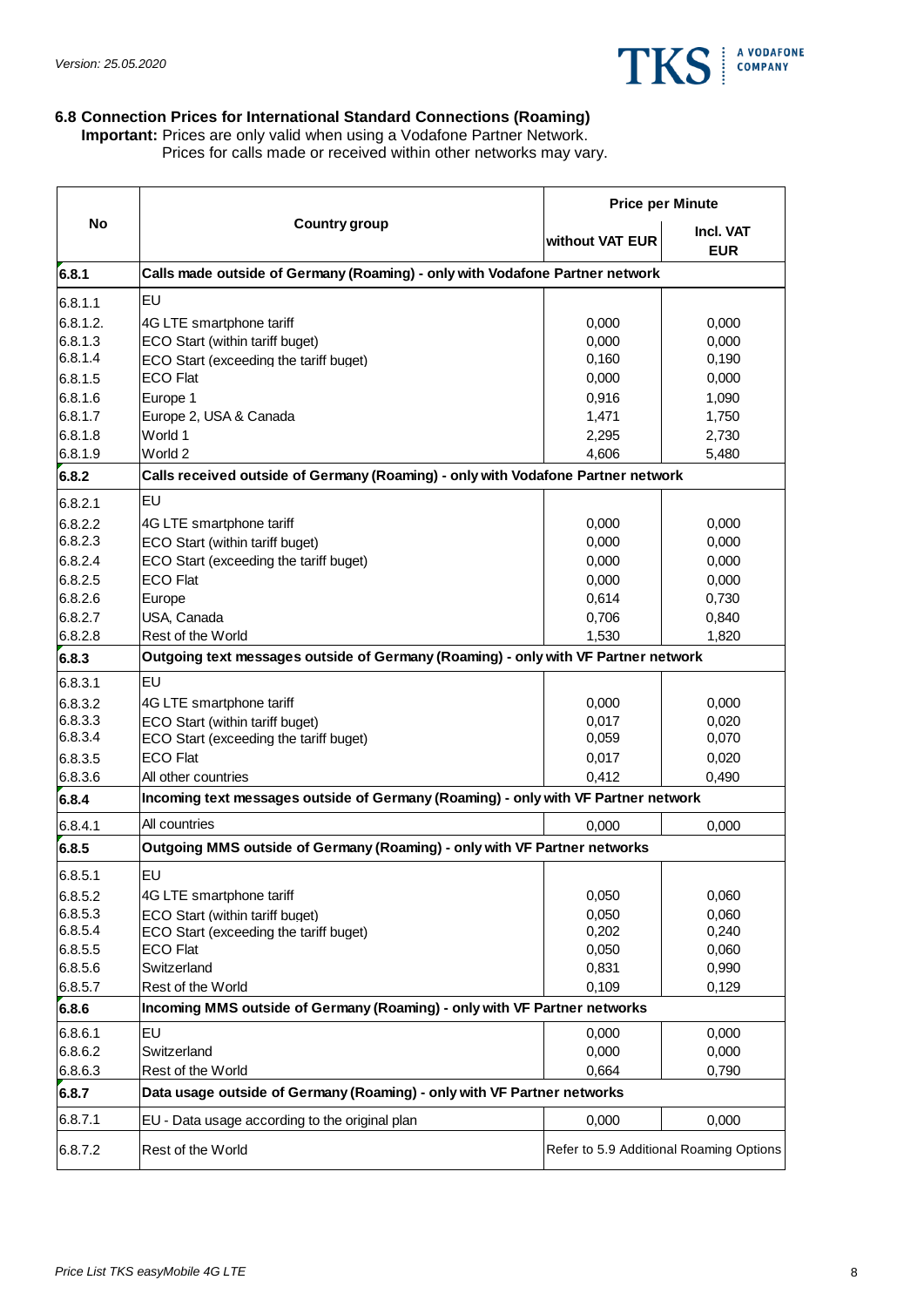### 6.8 Connection Prices for International Standard Connections (Roaming)

**Important:** Prices are only valid when using a Vodafone Partner Network.
Prices for calls made or received within other networks may vary.

| No | Country group | Price per Minute | |
|---|---|---|---|
| | | without VAT EUR | Incl. VAT EUR |
| **6.8.1** | **Calls made outside of Germany (Roaming) - only with Vodafone Partner network** | | |
| 6.8.1.1 | EU | | |
| 6.8.1.2. | 4G LTE smartphone tariff | 0,000 | 0,000 |
| 6.8.1.3 | ECO Start (within tariff buget) | 0,000 | 0,000 |
| 6.8.1.4 | ECO Start (exceeding the tariff buget) | 0,160 | 0,190 |
| 6.8.1.5 | ECO Flat | 0,000 | 0,000 |
| 6.8.1.6 | Europe 1 | 0,916 | 1,090 |
| 6.8.1.7 | Europe 2, USA & Canada | 1,471 | 1,750 |
| 6.8.1.8 | World 1 | 2,295 | 2,730 |
| 6.8.1.9 | World 2 | 4,606 | 5,480 |
| **6.8.2** | **Calls received outside of Germany (Roaming) - only with Vodafone Partner network** | | |
| 6.8.2.1 | EU | | |
| 6.8.2.2 | 4G LTE smartphone tariff | 0,000 | 0,000 |
| 6.8.2.3 | ECO Start (within tariff buget) | 0,000 | 0,000 |
| 6.8.2.4 | ECO Start (exceeding the tariff buget) | 0,000 | 0,000 |
| 6.8.2.5 | ECO Flat | 0,000 | 0,000 |
| 6.8.2.6 | Europe | 0,614 | 0,730 |
| 6.8.2.7 | USA, Canada | 0,706 | 0,840 |
| 6.8.2.8 | Rest of the World | 1,530 | 1,820 |
| **6.8.3** | **Outgoing text messages outside of Germany (Roaming) - only with VF Partner network** | | |
| 6.8.3.1 | EU | | |
| 6.8.3.2 | 4G LTE smartphone tariff | 0,000 | 0,000 |
| 6.8.3.3 | ECO Start (within tariff buget) | 0,017 | 0,020 |
| 6.8.3.4 | ECO Start (exceeding the tariff buget) | 0,059 | 0,070 |
| 6.8.3.5 | ECO Flat | 0,017 | 0,020 |
| 6.8.3.6 | All other countries | 0,412 | 0,490 |
| **6.8.4** | **Incoming text messages outside of Germany (Roaming) - only with VF Partner network** | | |
| 6.8.4.1 | All countries | 0,000 | 0,000 |
| **6.8.5** | **Outgoing MMS outside of Germany (Roaming) - only with VF Partner networks** | | |
| 6.8.5.1 | EU | | |
| 6.8.5.2 | 4G LTE smartphone tariff | 0,050 | 0,060 |
| 6.8.5.3 | ECO Start (within tariff buget) | 0,050 | 0,060 |
| 6.8.5.4 | ECO Start (exceeding the tariff buget) | 0,202 | 0,240 |
| 6.8.5.5 | ECO Flat | 0,050 | 0,060 |
| 6.8.5.6 | Switzerland | 0,831 | 0,990 |
| 6.8.5.7 | Rest of the World | 0,109 | 0,129 |
| **6.8.6** | **Incoming MMS outside of Germany (Roaming) - only with VF Partner networks** | | |
| 6.8.6.1 | EU | 0,000 | 0,000 |
| 6.8.6.2 | Switzerland | 0,000 | 0,000 |
| 6.8.6.3 | Rest of the World | 0,664 | 0,790 |
| **6.8.7** | **Data usage outside of Germany (Roaming) - only with VF Partner networks** | | |
| 6.8.7.1 | EU - Data usage according to the original plan | 0,000 | 0,000 |
| 6.8.7.2 | Rest of the World | Refer to 5.9 Additional Roaming Options | |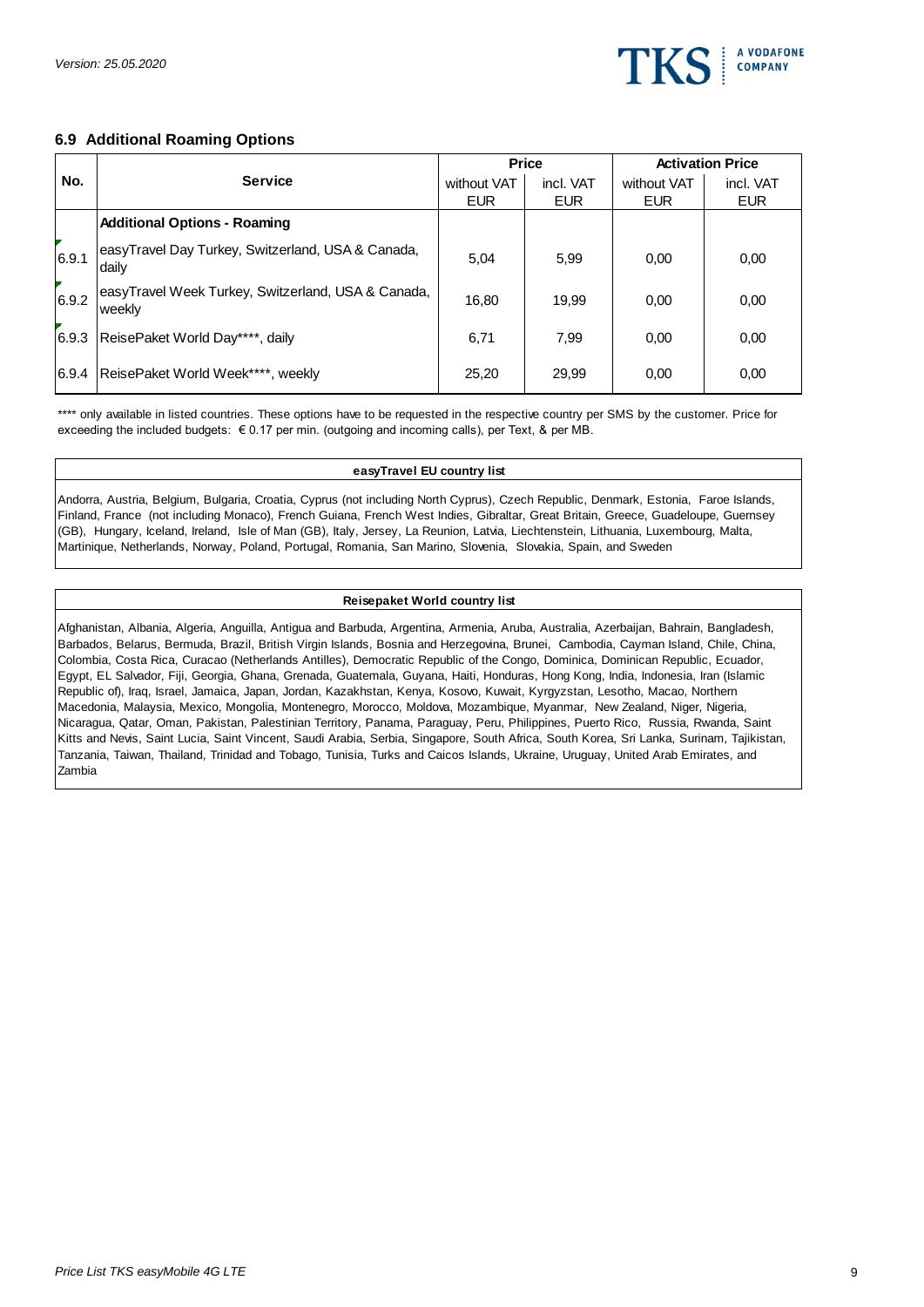## 6.9 Additional Roaming Options

| No. | Service | Price | | Activation Price | |
|---|---|---|---|---|---|
| | | without VAT EUR | incl. VAT EUR | without VAT EUR | incl. VAT EUR |
| | **Additional Options - Roaming** | | | | |
| 6.9.1 | easyTravel Day Turkey, Switzerland, USA & Canada, daily | 5,04 | 5,99 | 0,00 | 0,00 |
| 6.9.2 | easyTravel Week Turkey, Switzerland, USA & Canada, weekly | 16,80 | 19,99 | 0,00 | 0,00 |
| 6.9.3 | ReisePaket World Day****, daily | 6,71 | 7,99 | 0,00 | 0,00 |
| 6.9.4 | ReisePaket World Week****, weekly | 25,20 | 29,99 | 0,00 | 0,00 |

**** only available in listed countries. These options have to be requested in the respective country per SMS by the customer. Price for exceeding the included budgets: € 0.17 per min. (outgoing and incoming calls), per Text, & per MB.

| easyTravel EU country list |
|---|
| Andorra, Austria, Belgium, Bulgaria, Croatia, Cyprus (not including North Cyprus), Czech Republic, Denmark, Estonia, Faroe Islands, Finland, France (not including Monaco), French Guiana, French West Indies, Gibraltar, Great Britain, Greece, Guadeloupe, Guernsey (GB), Hungary, Iceland, Ireland, Isle of Man (GB), Italy, Jersey, La Reunion, Latvia, Liechtenstein, Lithuania, Luxembourg, Malta, Martinique, Netherlands, Norway, Poland, Portugal, Romania, San Marino, Slovenia, Slovakia, Spain, and Sweden |

| Reisepaket World country list |
|---|
| Afghanistan, Albania, Algeria, Anguilla, Antigua and Barbuda, Argentina, Armenia, Aruba, Australia, Azerbaijan, Bahrain, Bangladesh, Barbados, Belarus, Bermuda, Brazil, British Virgin Islands, Bosnia and Herzegovina, Brunei, Cambodia, Cayman Island, Chile, China, Colombia, Costa Rica, Curacao (Netherlands Antilles), Democratic Republic of the Congo, Dominica, Dominican Republic, Ecuador, Egypt, EL Salvador, Fiji, Georgia, Ghana, Grenada, Guatemala, Guyana, Haiti, Honduras, Hong Kong, India, Indonesia, Iran (Islamic Republic of), Iraq, Israel, Jamaica, Japan, Jordan, Kazakhstan, Kenya, Kosovo, Kuwait, Kyrgyzstan, Lesotho, Macao, Northern Macedonia, Malaysia, Mexico, Mongolia, Montenegro, Morocco, Moldova, Mozambique, Myanmar, New Zealand, Niger, Nigeria, Nicaragua, Qatar, Oman, Pakistan, Palestinian Territory, Panama, Paraguay, Peru, Philippines, Puerto Rico, Russia, Rwanda, Saint Kitts and Nevis, Saint Lucia, Saint Vincent, Saudi Arabia, Serbia, Singapore, South Africa, South Korea, Sri Lanka, Surinam, Tajikistan, Tanzania, Taiwan, Thailand, Trinidad and Tobago, Tunisia, Turks and Caicos Islands, Ukraine, Uruguay, United Arab Emirates, and Zambia |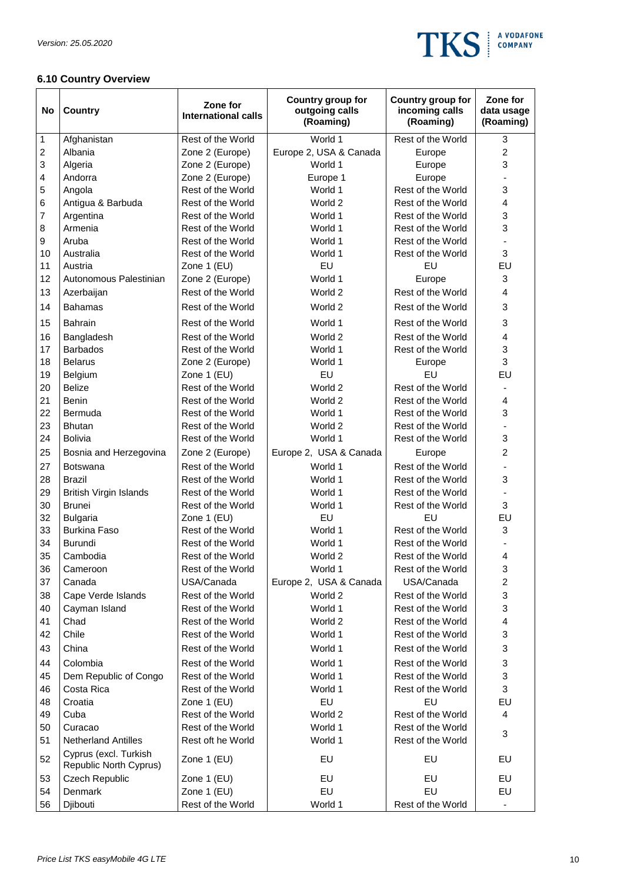### 6.10 Country Overview

| No | Country | Zone for International calls | Country group for outgoing calls (Roaming) | Country group for incoming calls (Roaming) | Zone for data usage (Roaming) |
|---|---|---|---|---|---|
| 1 | Afghanistan | Rest of the World | World 1 | Rest of the World | 3 |
| 2 | Albania | Zone 2 (Europe) | Europe 2, USA & Canada | Europe | 2 |
| 3 | Algeria | Zone 2 (Europe) | World 1 | Europe | 3 |
| 4 | Andorra | Zone 2 (Europe) | Europe 1 | Europe | - |
| 5 | Angola | Rest of the World | World 1 | Rest of the World | 3 |
| 6 | Antigua & Barbuda | Rest of the World | World 2 | Rest of the World | 4 |
| 7 | Argentina | Rest of the World | World 1 | Rest of the World | 3 |
| 8 | Armenia | Rest of the World | World 1 | Rest of the World | 3 |
| 9 | Aruba | Rest of the World | World 1 | Rest of the World | - |
| 10 | Australia | Rest of the World | World 1 | Rest of the World | 3 |
| 11 | Austria | Zone 1 (EU) | EU | EU | EU |
| 12 | Autonomous Palestinian | Zone 2 (Europe) | World 1 | Europe | 3 |
| 13 | Azerbaijan | Rest of the World | World 2 | Rest of the World | 4 |
| 14 | Bahamas | Rest of the World | World 2 | Rest of the World | 3 |
| 15 | Bahrain | Rest of the World | World 1 | Rest of the World | 3 |
| 16 | Bangladesh | Rest of the World | World 2 | Rest of the World | 4 |
| 17 | Barbados | Rest of the World | World 1 | Rest of the World | 3 |
| 18 | Belarus | Zone 2 (Europe) | World 1 | Europe | 3 |
| 19 | Belgium | Zone 1 (EU) | EU | EU | EU |
| 20 | Belize | Rest of the World | World 2 | Rest of the World | - |
| 21 | Benin | Rest of the World | World 2 | Rest of the World | 4 |
| 22 | Bermuda | Rest of the World | World 1 | Rest of the World | 3 |
| 23 | Bhutan | Rest of the World | World 2 | Rest of the World | - |
| 24 | Bolivia | Rest of the World | World 1 | Rest of the World | 3 |
| 25 | Bosnia and Herzegovina | Zone 2 (Europe) | Europe 2, USA & Canada | Europe | 2 |
| 27 | Botswana | Rest of the World | World 1 | Rest of the World | - |
| 28 | Brazil | Rest of the World | World 1 | Rest of the World | 3 |
| 29 | British Virgin Islands | Rest of the World | World 1 | Rest of the World | - |
| 30 | Brunei | Rest of the World | World 1 | Rest of the World | 3 |
| 32 | Bulgaria | Zone 1 (EU) | EU | EU | EU |
| 33 | Burkina Faso | Rest of the World | World 1 | Rest of the World | 3 |
| 34 | Burundi | Rest of the World | World 1 | Rest of the World | - |
| 35 | Cambodia | Rest of the World | World 2 | Rest of the World | 4 |
| 36 | Cameroon | Rest of the World | World 1 | Rest of the World | 3 |
| 37 | Canada | USA/Canada | Europe 2, USA & Canada | USA/Canada | 2 |
| 38 | Cape Verde Islands | Rest of the World | World 2 | Rest of the World | 3 |
| 40 | Cayman Island | Rest of the World | World 1 | Rest of the World | 3 |
| 41 | Chad | Rest of the World | World 2 | Rest of the World | 4 |
| 42 | Chile | Rest of the World | World 1 | Rest of the World | 3 |
| 43 | China | Rest of the World | World 1 | Rest of the World | 3 |
| 44 | Colombia | Rest of the World | World 1 | Rest of the World | 3 |
| 45 | Dem Republic of Congo | Rest of the World | World 1 | Rest of the World | 3 |
| 46 | Costa Rica | Rest of the World | World 1 | Rest of the World | 3 |
| 48 | Croatia | Zone 1 (EU) | EU | EU | EU |
| 49 | Cuba | Rest of the World | World 2 | Rest of the World | 4 |
| 50 | Curacao | Rest of the World | World 1 | Rest of the World | 3 |
| 51 | Netherland Antilles | Rest oft he World | World 1 | Rest of the World | 3 |
| 52 | Cyprus (excl. Turkish Republic North Cyprus) | Zone 1 (EU) | EU | EU | EU |
| 53 | Czech Republic | Zone 1 (EU) | EU | EU | EU |
| 54 | Denmark | Zone 1 (EU) | EU | EU | EU |
| 56 | Djibouti | Rest of the World | World 1 | Rest of the World | - |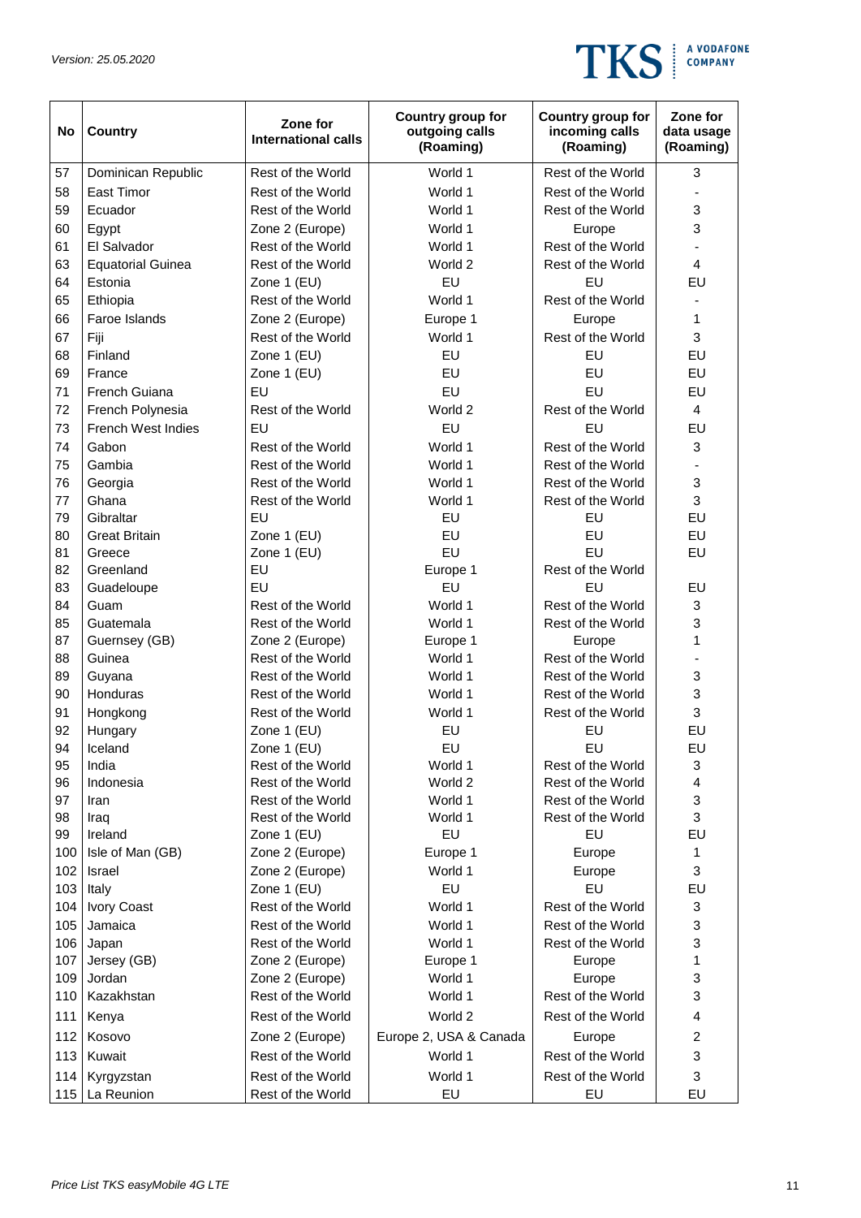| No | Country | Zone for International calls | Country group for outgoing calls (Roaming) | Country group for incoming calls (Roaming) | Zone for data usage (Roaming) |
|---|---|---|---|---|---|
| 57 | Dominican Republic | Rest of the World | World 1 | Rest of the World | 3 |
| 58 | East Timor | Rest of the World | World 1 | Rest of the World | - |
| 59 | Ecuador | Rest of the World | World 1 | Rest of the World | 3 |
| 60 | Egypt | Zone 2 (Europe) | World 1 | Europe | 3 |
| 61 | El Salvador | Rest of the World | World 1 | Rest of the World | - |
| 63 | Equatorial Guinea | Rest of the World | World 2 | Rest of the World | 4 |
| 64 | Estonia | Zone 1 (EU) | EU | EU | EU |
| 65 | Ethiopia | Rest of the World | World 1 | Rest of the World | - |
| 66 | Faroe Islands | Zone 2 (Europe) | Europe 1 | Europe | 1 |
| 67 | Fiji | Rest of the World | World 1 | Rest of the World | 3 |
| 68 | Finland | Zone 1 (EU) | EU | EU | EU |
| 69 | France | Zone 1 (EU) | EU | EU | EU |
| 71 | French Guiana | EU | EU | EU | EU |
| 72 | French Polynesia | Rest of the World | World 2 | Rest of the World | 4 |
| 73 | French West Indies | EU | EU | EU | EU |
| 74 | Gabon | Rest of the World | World 1 | Rest of the World | 3 |
| 75 | Gambia | Rest of the World | World 1 | Rest of the World | - |
| 76 | Georgia | Rest of the World | World 1 | Rest of the World | 3 |
| 77 | Ghana | Rest of the World | World 1 | Rest of the World | 3 |
| 79 | Gibraltar | EU | EU | EU | EU |
| 80 | Great Britain | Zone 1 (EU) | EU | EU | EU |
| 81 | Greece | Zone 1 (EU) | EU | EU | EU |
| 82 | Greenland | EU | Europe 1 | Rest of the World | |
| 83 | Guadeloupe | EU | EU | EU | EU |
| 84 | Guam | Rest of the World | World 1 | Rest of the World | 3 |
| 85 | Guatemala | Rest of the World | World 1 | Rest of the World | 3 |
| 87 | Guernsey (GB) | Zone 2 (Europe) | Europe 1 | Europe | 1 |
| 88 | Guinea | Rest of the World | World 1 | Rest of the World | - |
| 89 | Guyana | Rest of the World | World 1 | Rest of the World | 3 |
| 90 | Honduras | Rest of the World | World 1 | Rest of the World | 3 |
| 91 | Hongkong | Rest of the World | World 1 | Rest of the World | 3 |
| 92 | Hungary | Zone 1 (EU) | EU | EU | EU |
| 94 | Iceland | Zone 1 (EU) | EU | EU | EU |
| 95 | India | Rest of the World | World 1 | Rest of the World | 3 |
| 96 | Indonesia | Rest of the World | World 2 | Rest of the World | 4 |
| 97 | Iran | Rest of the World | World 1 | Rest of the World | 3 |
| 98 | Iraq | Rest of the World | World 1 | Rest of the World | 3 |
| 99 | Ireland | Zone 1 (EU) | EU | EU | EU |
| 100 | Isle of Man (GB) | Zone 2 (Europe) | Europe 1 | Europe | 1 |
| 102 | Israel | Zone 2 (Europe) | World 1 | Europe | 3 |
| 103 | Italy | Zone 1 (EU) | EU | EU | EU |
| 104 | Ivory Coast | Rest of the World | World 1 | Rest of the World | 3 |
| 105 | Jamaica | Rest of the World | World 1 | Rest of the World | 3 |
| 106 | Japan | Rest of the World | World 1 | Rest of the World | 3 |
| 107 | Jersey (GB) | Zone 2 (Europe) | Europe 1 | Europe | 1 |
| 109 | Jordan | Zone 2 (Europe) | World 1 | Europe | 3 |
| 110 | Kazakhstan | Rest of the World | World 1 | Rest of the World | 3 |
| 111 | Kenya | Rest of the World | World 2 | Rest of the World | 4 |
| 112 | Kosovo | Zone 2 (Europe) | Europe 2, USA & Canada | Europe | 2 |
| 113 | Kuwait | Rest of the World | World 1 | Rest of the World | 3 |
| 114 | Kyrgyzstan | Rest of the World | World 1 | Rest of the World | 3 |
| 115 | La Reunion | Rest of the World | EU | EU | EU |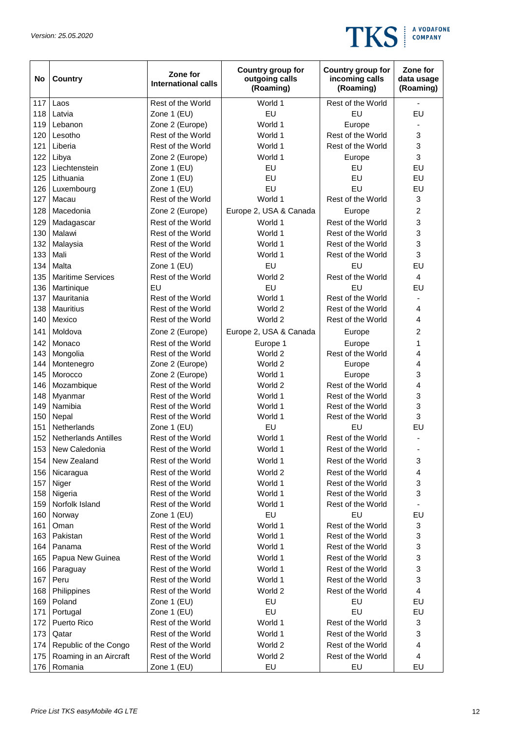| No | Country | Zone for International calls | Country group for outgoing calls (Roaming) | Country group for incoming calls (Roaming) | Zone for data usage (Roaming) |
|---|---|---|---|---|---|
| 117 | Laos | Rest of the World | World 1 | Rest of the World | - |
| 118 | Latvia | Zone 1 (EU) | EU | EU | EU |
| 119 | Lebanon | Zone 2 (Europe) | World 1 | Europe | - |
| 120 | Lesotho | Rest of the World | World 1 | Rest of the World | 3 |
| 121 | Liberia | Rest of the World | World 1 | Rest of the World | 3 |
| 122 | Libya | Zone 2 (Europe) | World 1 | Europe | 3 |
| 123 | Liechtenstein | Zone 1 (EU) | EU | EU | EU |
| 125 | Lithuania | Zone 1 (EU) | EU | EU | EU |
| 126 | Luxembourg | Zone 1 (EU) | EU | EU | EU |
| 127 | Macau | Rest of the World | World 1 | Rest of the World | 3 |
| 128 | Macedonia | Zone 2 (Europe) | Europe 2, USA & Canada | Europe | 2 |
| 129 | Madagascar | Rest of the World | World 1 | Rest of the World | 3 |
| 130 | Malawi | Rest of the World | World 1 | Rest of the World | 3 |
| 132 | Malaysia | Rest of the World | World 1 | Rest of the World | 3 |
| 133 | Mali | Rest of the World | World 1 | Rest of the World | 3 |
| 134 | Malta | Zone 1 (EU) | EU | EU | EU |
| 135 | Maritime Services | Rest of the World | World 2 | Rest of the World | 4 |
| 136 | Martinique | EU | EU | EU | EU |
| 137 | Mauritania | Rest of the World | World 1 | Rest of the World | - |
| 138 | Mauritius | Rest of the World | World 2 | Rest of the World | 4 |
| 140 | Mexico | Rest of the World | World 2 | Rest of the World | 4 |
| 141 | Moldova | Zone 2 (Europe) | Europe 2, USA & Canada | Europe | 2 |
| 142 | Monaco | Rest of the World | Europe 1 | Europe | 1 |
| 143 | Mongolia | Rest of the World | World 2 | Rest of the World | 4 |
| 144 | Montenegro | Zone 2 (Europe) | World 2 | Europe | 4 |
| 145 | Morocco | Zone 2 (Europe) | World 1 | Europe | 3 |
| 146 | Mozambique | Rest of the World | World 2 | Rest of the World | 4 |
| 148 | Myanmar | Rest of the World | World 1 | Rest of the World | 3 |
| 149 | Namibia | Rest of the World | World 1 | Rest of the World | 3 |
| 150 | Nepal | Rest of the World | World 1 | Rest of the World | 3 |
| 151 | Netherlands | Zone 1 (EU) | EU | EU | EU |
| 152 | Netherlands Antilles | Rest of the World | World 1 | Rest of the World | - |
| 153 | New Caledonia | Rest of the World | World 1 | Rest of the World | - |
| 154 | New Zealand | Rest of the World | World 1 | Rest of the World | 3 |
| 156 | Nicaragua | Rest of the World | World 2 | Rest of the World | 4 |
| 157 | Niger | Rest of the World | World 1 | Rest of the World | 3 |
| 158 | Nigeria | Rest of the World | World 1 | Rest of the World | 3 |
| 159 | Norfolk Island | Rest of the World | World 1 | Rest of the World | - |
| 160 | Norway | Zone 1 (EU) | EU | EU | EU |
| 161 | Oman | Rest of the World | World 1 | Rest of the World | 3 |
| 163 | Pakistan | Rest of the World | World 1 | Rest of the World | 3 |
| 164 | Panama | Rest of the World | World 1 | Rest of the World | 3 |
| 165 | Papua New Guinea | Rest of the World | World 1 | Rest of the World | 3 |
| 166 | Paraguay | Rest of the World | World 1 | Rest of the World | 3 |
| 167 | Peru | Rest of the World | World 1 | Rest of the World | 3 |
| 168 | Philippines | Rest of the World | World 2 | Rest of the World | 4 |
| 169 | Poland | Zone 1 (EU) | EU | EU | EU |
| 171 | Portugal | Zone 1 (EU) | EU | EU | EU |
| 172 | Puerto Rico | Rest of the World | World 1 | Rest of the World | 3 |
| 173 | Qatar | Rest of the World | World 1 | Rest of the World | 3 |
| 174 | Republic of the Congo | Rest of the World | World 2 | Rest of the World | 4 |
| 175 | Roaming in an Aircraft | Rest of the World | World 2 | Rest of the World | 4 |
| 176 | Romania | Zone 1 (EU) | EU | EU | EU |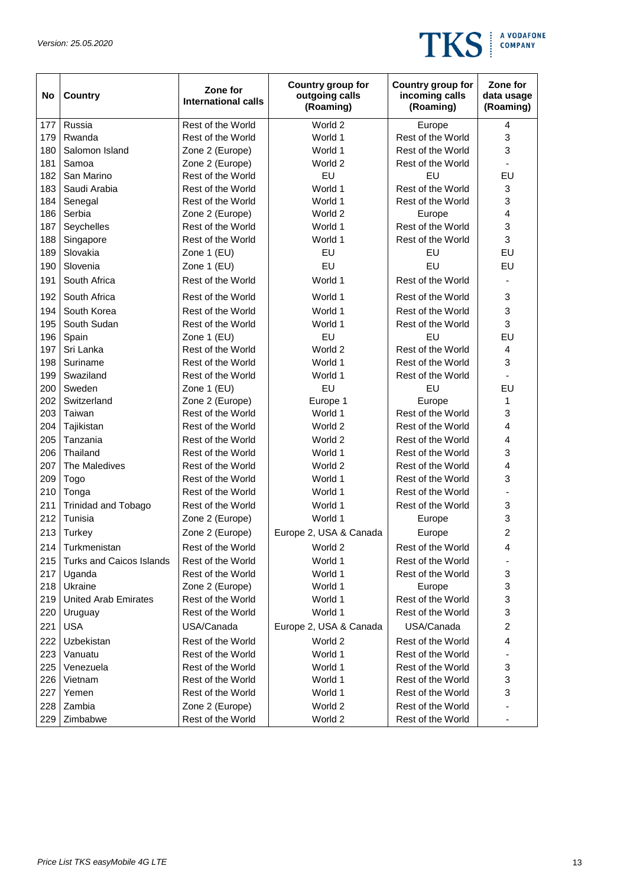| No | Country | Zone for International calls | Country group for outgoing calls (Roaming) | Country group for incoming calls (Roaming) | Zone for data usage (Roaming) |
|---|---|---|---|---|---|
| 177 | Russia | Rest of the World | World 2 | Europe | 4 |
| 179 | Rwanda | Rest of the World | World 1 | Rest of the World | 3 |
| 180 | Salomon Island | Zone 2 (Europe) | World 1 | Rest of the World | 3 |
| 181 | Samoa | Zone 2 (Europe) | World 2 | Rest of the World | - |
| 182 | San Marino | Rest of the World | EU | EU | EU |
| 183 | Saudi Arabia | Rest of the World | World 1 | Rest of the World | 3 |
| 184 | Senegal | Rest of the World | World 1 | Rest of the World | 3 |
| 186 | Serbia | Zone 2 (Europe) | World 2 | Europe | 4 |
| 187 | Seychelles | Rest of the World | World 1 | Rest of the World | 3 |
| 188 | Singapore | Rest of the World | World 1 | Rest of the World | 3 |
| 189 | Slovakia | Zone 1 (EU) | EU | EU | EU |
| 190 | Slovenia | Zone 1 (EU) | EU | EU | EU |
| 191 | South Africa | Rest of the World | World 1 | Rest of the World | - |
| 192 | South Africa | Rest of the World | World 1 | Rest of the World | 3 |
| 194 | South Korea | Rest of the World | World 1 | Rest of the World | 3 |
| 195 | South Sudan | Rest of the World | World 1 | Rest of the World | 3 |
| 196 | Spain | Zone 1 (EU) | EU | EU | EU |
| 197 | Sri Lanka | Rest of the World | World 2 | Rest of the World | 4 |
| 198 | Suriname | Rest of the World | World 1 | Rest of the World | 3 |
| 199 | Swaziland | Rest of the World | World 1 | Rest of the World | - |
| 200 | Sweden | Zone 1 (EU) | EU | EU | EU |
| 202 | Switzerland | Zone 2 (Europe) | Europe 1 | Europe | 1 |
| 203 | Taiwan | Rest of the World | World 1 | Rest of the World | 3 |
| 204 | Tajikistan | Rest of the World | World 2 | Rest of the World | 4 |
| 205 | Tanzania | Rest of the World | World 2 | Rest of the World | 4 |
| 206 | Thailand | Rest of the World | World 1 | Rest of the World | 3 |
| 207 | The Maledives | Rest of the World | World 2 | Rest of the World | 4 |
| 209 | Togo | Rest of the World | World 1 | Rest of the World | 3 |
| 210 | Tonga | Rest of the World | World 1 | Rest of the World | - |
| 211 | Trinidad and Tobago | Rest of the World | World 1 | Rest of the World | 3 |
| 212 | Tunisia | Zone 2 (Europe) | World 1 | Europe | 3 |
| 213 | Turkey | Zone 2 (Europe) | Europe 2, USA & Canada | Europe | 2 |
| 214 | Turkmenistan | Rest of the World | World 2 | Rest of the World | 4 |
| 215 | Turks and Caicos Islands | Rest of the World | World 1 | Rest of the World | - |
| 217 | Uganda | Rest of the World | World 1 | Rest of the World | 3 |
| 218 | Ukraine | Zone 2 (Europe) | World 1 | Europe | 3 |
| 219 | United Arab Emirates | Rest of the World | World 1 | Rest of the World | 3 |
| 220 | Uruguay | Rest of the World | World 1 | Rest of the World | 3 |
| 221 | USA | USA/Canada | Europe 2, USA & Canada | USA/Canada | 2 |
| 222 | Uzbekistan | Rest of the World | World 2 | Rest of the World | 4 |
| 223 | Vanuatu | Rest of the World | World 1 | Rest of the World | - |
| 225 | Venezuela | Rest of the World | World 1 | Rest of the World | 3 |
| 226 | Vietnam | Rest of the World | World 1 | Rest of the World | 3 |
| 227 | Yemen | Rest of the World | World 1 | Rest of the World | 3 |
| 228 | Zambia | Zone 2 (Europe) | World 2 | Rest of the World | - |
| 229 | Zimbabwe | Rest of the World | World 2 | Rest of the World | - |